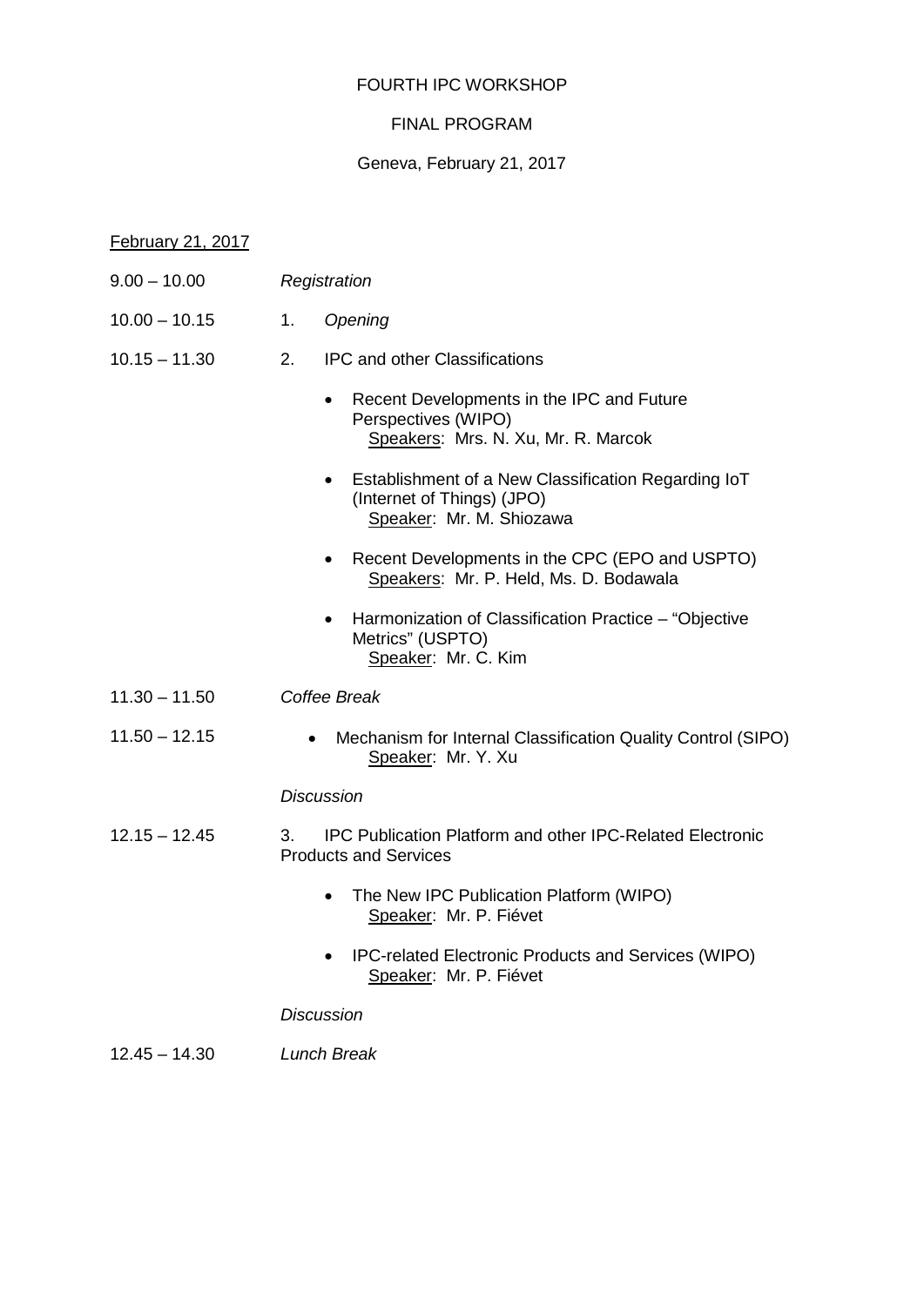# FOURTH IPC WORKSHOP

## FINAL PROGRAM

Geneva, February 21, 2017

<u>February 21, 2017</u>

9.00 – 10.00 *Registration*

10.00 – 10.15 1. *Opening*

10.15 – 11.30 2. IPC and other Classifications

- Recent Developments in the IPC and Future Perspectives (WIPO)
  <u>Speakers</u>: Mrs. N. Xu, Mr. R. Marcok
- Establishment of a New Classification Regarding IoT (Internet of Things) (JPO)
  <u>Speaker</u>: Mr. M. Shiozawa
- Recent Developments in the CPC (EPO and USPTO)
  <u>Speakers</u>: Mr. P. Held, Ms. D. Bodawala
- Harmonization of Classification Practice – "Objective Metrics" (USPTO)
  <u>Speaker</u>: Mr. C. Kim

11.30 – 11.50 *Coffee Break*

11.50 – 12.15

- Mechanism for Internal Classification Quality Control (SIPO)
  <u>Speaker</u>: Mr. Y. Xu

*Discussion*

12.15 – 12.45 3. IPC Publication Platform and other IPC-Related Electronic Products and Services

- The New IPC Publication Platform (WIPO)
  <u>Speaker</u>: Mr. P. Fiévet
- IPC-related Electronic Products and Services (WIPO)
  <u>Speaker</u>: Mr. P. Fiévet

*Discussion*

12.45 – 14.30 *Lunch Break*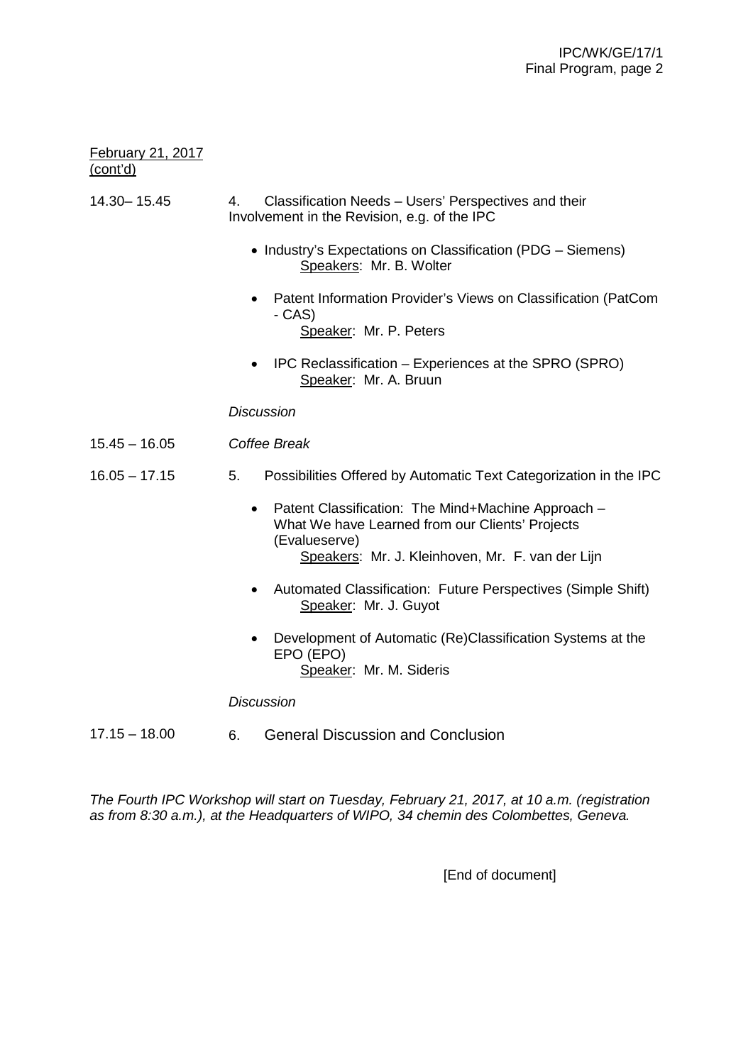<u>February 21, 2017</u>
<u>(cont'd)</u>

14.30– 15.45 4. Classification Needs – Users' Perspectives and their Involvement in the Revision, e.g. of the IPC

- Industry's Expectations on Classification (PDG – Siemens)
  <u>Speakers</u>: Mr. B. Wolter
- Patent Information Provider's Views on Classification (PatCom - CAS)
  <u>Speaker</u>: Mr. P. Peters
- IPC Reclassification – Experiences at the SPRO (SPRO)
  <u>Speaker</u>: Mr. A. Bruun

*Discussion*

15.45 – 16.05 *Coffee Break*

16.05 – 17.15 5. Possibilities Offered by Automatic Text Categorization in the IPC

- Patent Classification: The Mind+Machine Approach – What We have Learned from our Clients' Projects (Evalueserve)
  <u>Speakers</u>: Mr. J. Kleinhoven, Mr. F. van der Lijn
- Automated Classification: Future Perspectives (Simple Shift)
  <u>Speaker</u>: Mr. J. Guyot
- Development of Automatic (Re)Classification Systems at the EPO (EPO)
  <u>Speaker</u>: Mr. M. Sideris

*Discussion*

17.15 – 18.00 6. General Discussion and Conclusion

*The Fourth IPC Workshop will start on Tuesday, February 21, 2017, at 10 a.m. (registration as from 8:30 a.m.), at the Headquarters of WIPO, 34 chemin des Colombettes, Geneva.*

[End of document]